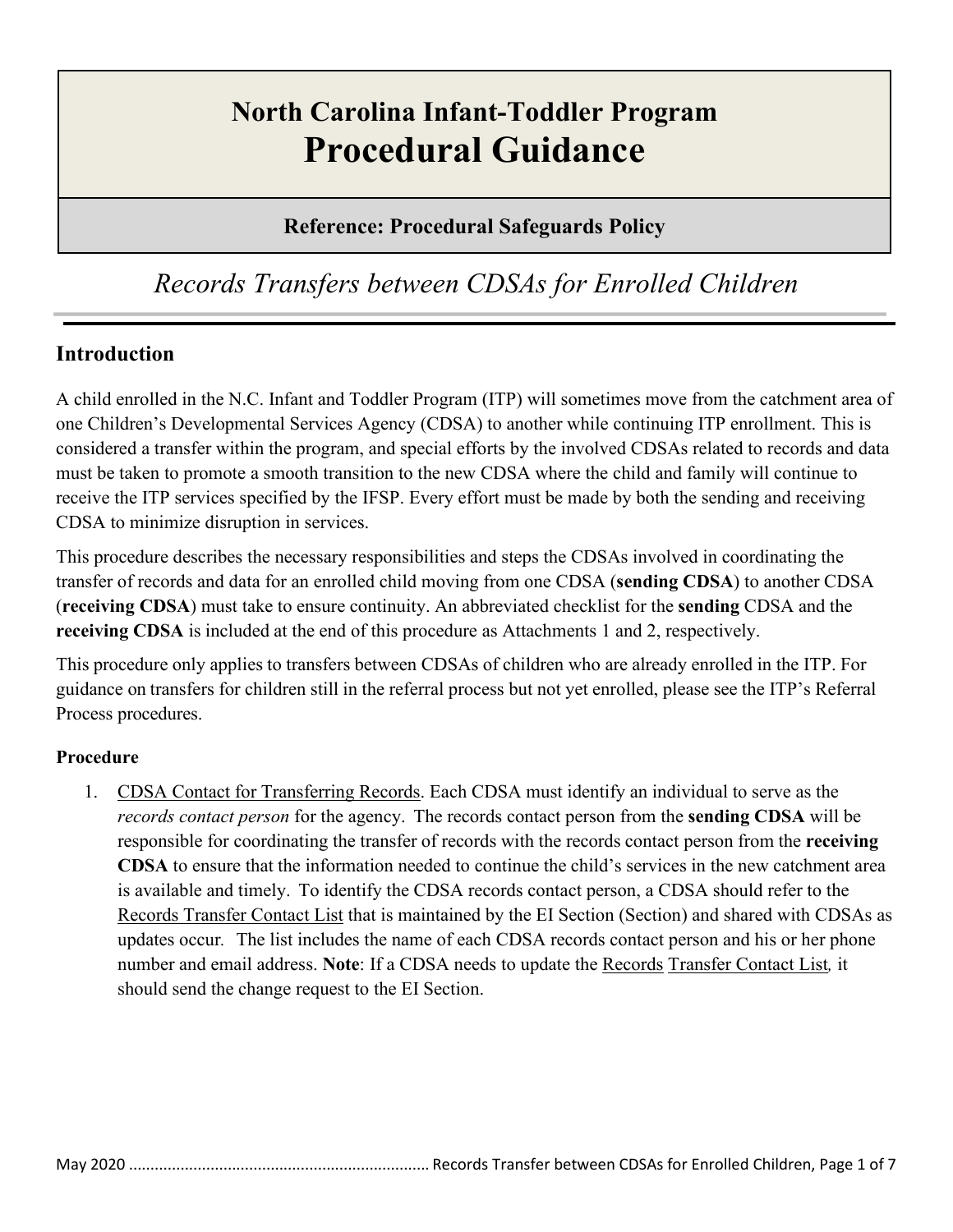# North Carolina Infant-Toddler Program
# Procedural Guidance

**Reference: Procedural Safeguards Policy**

## *Records Transfers between CDSAs for Enrolled Children*

## Introduction

A child enrolled in the N.C. Infant and Toddler Program (ITP) will sometimes move from the catchment area of one Children's Developmental Services Agency (CDSA) to another while continuing ITP enrollment. This is considered a transfer within the program, and special efforts by the involved CDSAs related to records and data must be taken to promote a smooth transition to the new CDSA where the child and family will continue to receive the ITP services specified by the IFSP. Every effort must be made by both the sending and receiving CDSA to minimize disruption in services.

This procedure describes the necessary responsibilities and steps the CDSAs involved in coordinating the transfer of records and data for an enrolled child moving from one CDSA (**sending CDSA**) to another CDSA (**receiving CDSA**) must take to ensure continuity. An abbreviated checklist for the **sending** CDSA and the **receiving CDSA** is included at the end of this procedure as Attachments 1 and 2, respectively.

This procedure only applies to transfers between CDSAs of children who are already enrolled in the ITP. For guidance on transfers for children still in the referral process but not yet enrolled, please see the ITP's Referral Process procedures.

### Procedure

1. <u>CDSA Contact for Transferring Records</u>. Each CDSA must identify an individual to serve as the *records contact person* for the agency. The records contact person from the **sending CDSA** will be responsible for coordinating the transfer of records with the records contact person from the **receiving CDSA** to ensure that the information needed to continue the child's services in the new catchment area is available and timely. To identify the CDSA records contact person, a CDSA should refer to the <u>Records Transfer Contact List</u> that is maintained by the EI Section (Section) and shared with CDSAs as updates occur. The list includes the name of each CDSA records contact person and his or her phone number and email address. **Note**: If a CDSA needs to update the <u>Records Transfer Contact List</u>*,* it should send the change request to the EI Section.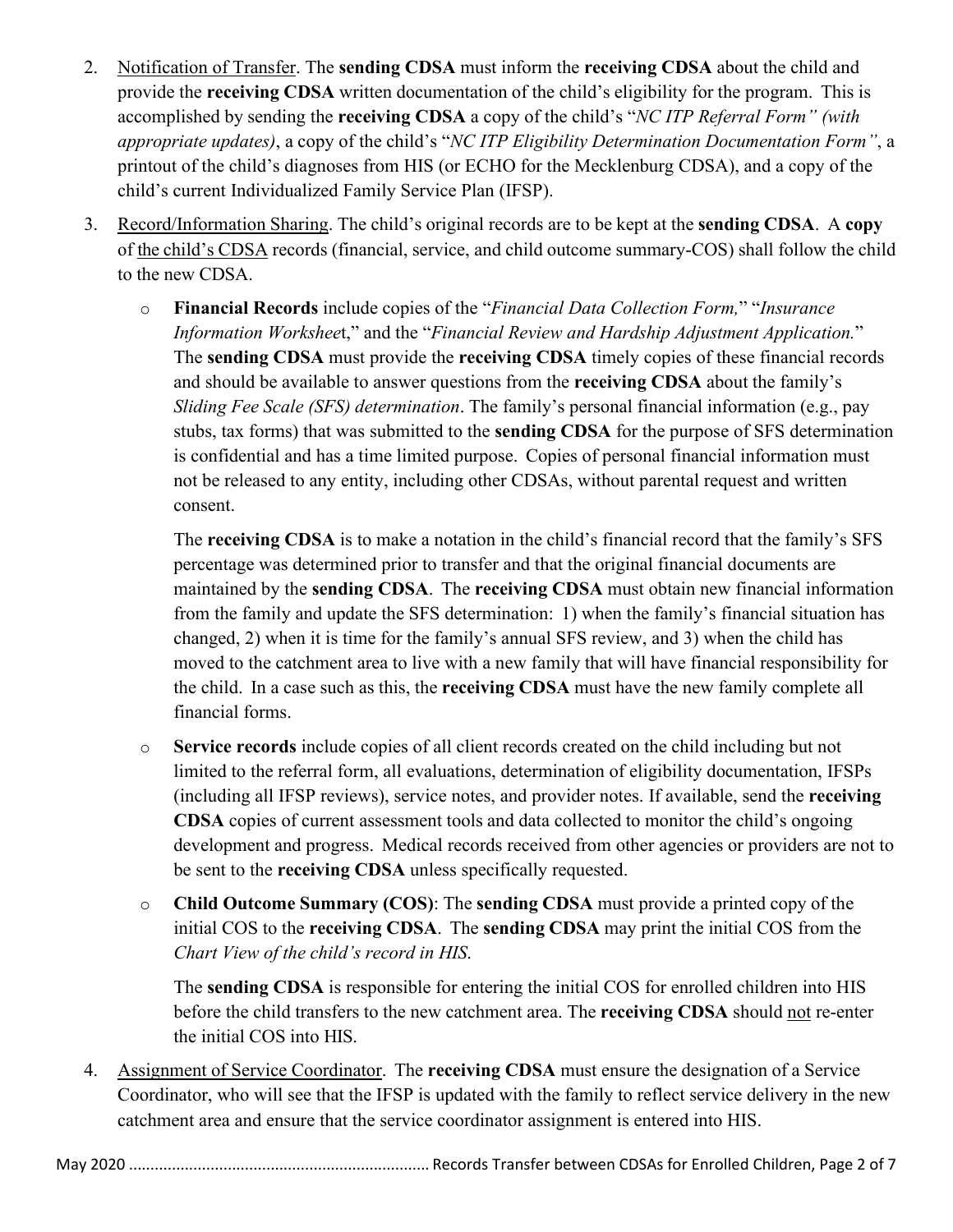2. Notification of Transfer. The **sending CDSA** must inform the **receiving CDSA** about the child and provide the **receiving CDSA** written documentation of the child's eligibility for the program. This is accomplished by sending the **receiving CDSA** a copy of the child's "*NC ITP Referral Form" (with appropriate updates)*, a copy of the child's "*NC ITP Eligibility Determination Documentation Form"*, a printout of the child's diagnoses from HIS (or ECHO for the Mecklenburg CDSA), and a copy of the child's current Individualized Family Service Plan (IFSP).

3. Record/Information Sharing. The child's original records are to be kept at the **sending CDSA**. A **copy** of the child's CDSA records (financial, service, and child outcome summary-COS) shall follow the child to the new CDSA.

   - **Financial Records** include copies of the "*Financial Data Collection Form,*" "*Insurance Information Workshee*t," and the "*Financial Review and Hardship Adjustment Application.*" The **sending CDSA** must provide the **receiving CDSA** timely copies of these financial records and should be available to answer questions from the **receiving CDSA** about the family's *Sliding Fee Scale (SFS) determination*. The family's personal financial information (e.g., pay stubs, tax forms) that was submitted to the **sending CDSA** for the purpose of SFS determination is confidential and has a time limited purpose. Copies of personal financial information must not be released to any entity, including other CDSAs, without parental request and written consent.

     The **receiving CDSA** is to make a notation in the child's financial record that the family's SFS percentage was determined prior to transfer and that the original financial documents are maintained by the **sending CDSA**. The **receiving CDSA** must obtain new financial information from the family and update the SFS determination: 1) when the family's financial situation has changed, 2) when it is time for the family's annual SFS review, and 3) when the child has moved to the catchment area to live with a new family that will have financial responsibility for the child. In a case such as this, the **receiving CDSA** must have the new family complete all financial forms.

   - **Service records** include copies of all client records created on the child including but not limited to the referral form, all evaluations, determination of eligibility documentation, IFSPs (including all IFSP reviews), service notes, and provider notes. If available, send the **receiving CDSA** copies of current assessment tools and data collected to monitor the child's ongoing development and progress. Medical records received from other agencies or providers are not to be sent to the **receiving CDSA** unless specifically requested.

   - **Child Outcome Summary (COS)**: The **sending CDSA** must provide a printed copy of the initial COS to the **receiving CDSA**. The **sending CDSA** may print the initial COS from the *Chart View of the child's record in HIS.*

     The **sending CDSA** is responsible for entering the initial COS for enrolled children into HIS before the child transfers to the new catchment area. The **receiving CDSA** should not re-enter the initial COS into HIS.

4. Assignment of Service Coordinator. The **receiving CDSA** must ensure the designation of a Service Coordinator, who will see that the IFSP is updated with the family to reflect service delivery in the new catchment area and ensure that the service coordinator assignment is entered into HIS.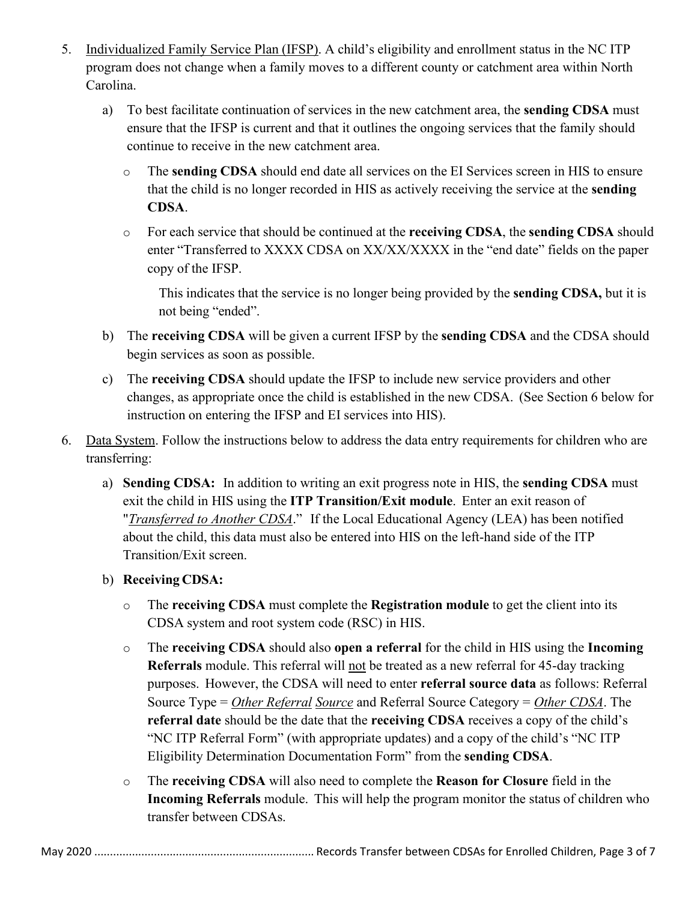5. Individualized Family Service Plan (IFSP). A child's eligibility and enrollment status in the NC ITP program does not change when a family moves to a different county or catchment area within North Carolina.

   a) To best facilitate continuation of services in the new catchment area, the **sending CDSA** must ensure that the IFSP is current and that it outlines the ongoing services that the family should continue to receive in the new catchment area.

      - The **sending CDSA** should end date all services on the EI Services screen in HIS to ensure that the child is no longer recorded in HIS as actively receiving the service at the **sending CDSA**.
      - For each service that should be continued at the **receiving CDSA**, the **sending CDSA** should enter "Transferred to XXXX CDSA on XX/XX/XXXX in the "end date" fields on the paper copy of the IFSP.

        This indicates that the service is no longer being provided by the **sending CDSA,** but it is not being "ended".

   b) The **receiving CDSA** will be given a current IFSP by the **sending CDSA** and the CDSA should begin services as soon as possible.

   c) The **receiving CDSA** should update the IFSP to include new service providers and other changes, as appropriate once the child is established in the new CDSA. (See Section 6 below for instruction on entering the IFSP and EI services into HIS).

6. Data System. Follow the instructions below to address the data entry requirements for children who are transferring:

   a) **Sending CDSA:** In addition to writing an exit progress note in HIS, the **sending CDSA** must exit the child in HIS using the **ITP Transition/Exit module**. Enter an exit reason of "*Transferred to Another CDSA*." If the Local Educational Agency (LEA) has been notified about the child, this data must also be entered into HIS on the left-hand side of the ITP Transition/Exit screen.

   b) **Receiving CDSA:**

      - The **receiving CDSA** must complete the **Registration module** to get the client into its CDSA system and root system code (RSC) in HIS.
      - The **receiving CDSA** should also **open a referral** for the child in HIS using the **Incoming Referrals** module. This referral will not be treated as a new referral for 45-day tracking purposes. However, the CDSA will need to enter **referral source data** as follows: Referral Source Type = *Other Referral Source* and Referral Source Category = *Other CDSA*. The **referral date** should be the date that the **receiving CDSA** receives a copy of the child's "NC ITP Referral Form" (with appropriate updates) and a copy of the child's "NC ITP Eligibility Determination Documentation Form" from the **sending CDSA**.
      - The **receiving CDSA** will also need to complete the **Reason for Closure** field in the **Incoming Referrals** module. This will help the program monitor the status of children who transfer between CDSAs.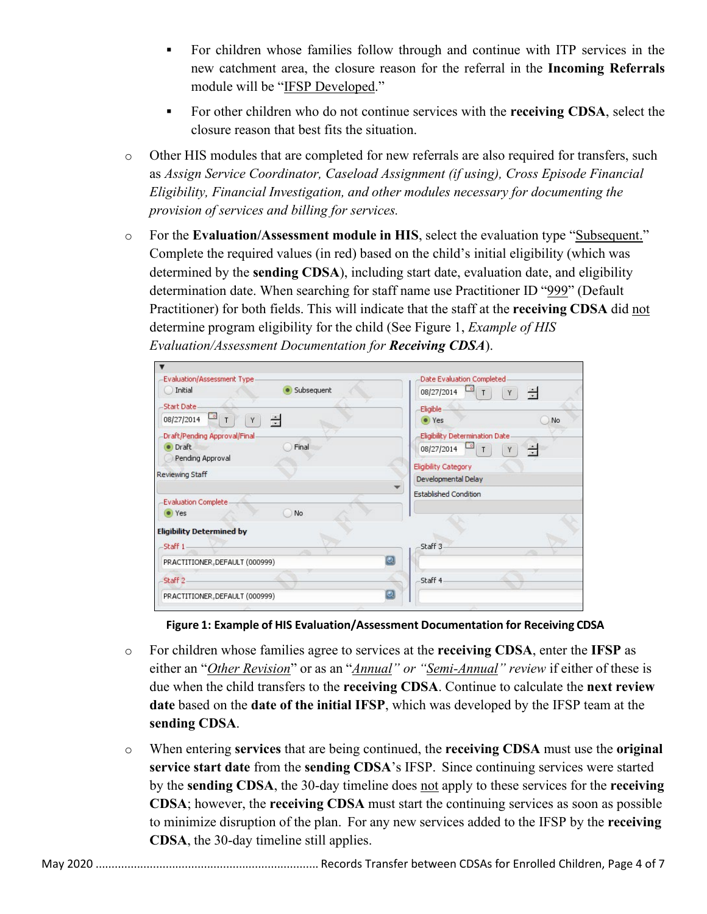- For children whose families follow through and continue with ITP services in the new catchment area, the closure reason for the referral in the **Incoming Referrals** module will be "IFSP Developed."
   - For other children who do not continue services with the **receiving CDSA**, select the closure reason that best fits the situation.

- Other HIS modules that are completed for new referrals are also required for transfers, such as *Assign Service Coordinator, Caseload Assignment (if using), Cross Episode Financial Eligibility, Financial Investigation, and other modules necessary for documenting the provision of services and billing for services.*

- For the **Evaluation/Assessment module in HIS**, select the evaluation type "Subsequent." Complete the required values (in red) based on the child's initial eligibility (which was determined by the **sending CDSA**), including start date, evaluation date, and eligibility determination date. When searching for staff name use Practitioner ID "999" (Default Practitioner) for both fields. This will indicate that the staff at the **receiving CDSA** did not determine program eligibility for the child (See Figure 1, *Example of HIS Evaluation/Assessment Documentation for* ***Receiving CDSA***).

**Figure 1: Example of HIS Evaluation/Assessment Documentation for Receiving CDSA**

- For children whose families agree to services at the **receiving CDSA**, enter the **IFSP** as either an "*Other Revision*" or as an "*Annual" or "Semi-Annual" review* if either of these is due when the child transfers to the **receiving CDSA**. Continue to calculate the **next review date** based on the **date of the initial IFSP**, which was developed by the IFSP team at the **sending CDSA**.

- When entering **services** that are being continued, the **receiving CDSA** must use the **original service start date** from the **sending CDSA**'s IFSP. Since continuing services were started by the **sending CDSA**, the 30-day timeline does not apply to these services for the **receiving CDSA**; however, the **receiving CDSA** must start the continuing services as soon as possible to minimize disruption of the plan. For any new services added to the IFSP by the **receiving CDSA**, the 30-day timeline still applies.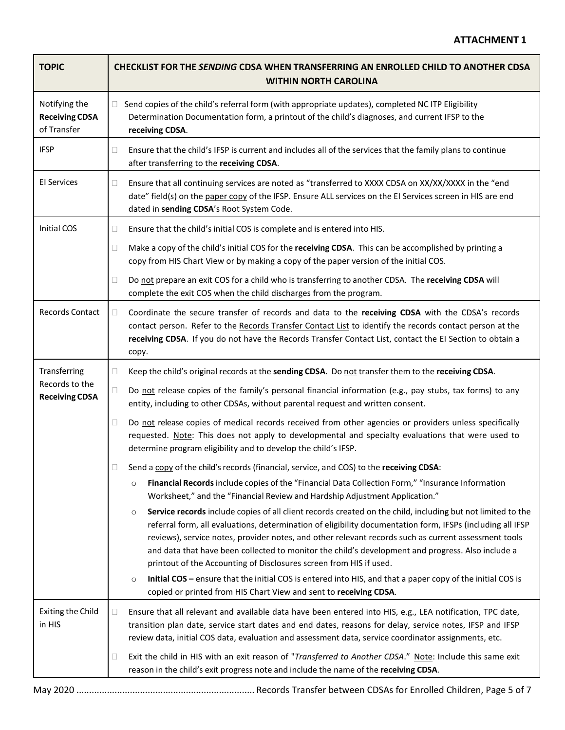**ATTACHMENT 1**

| TOPIC | CHECKLIST FOR THE *SENDING* CDSA WHEN TRANSFERRING AN ENROLLED CHILD TO ANOTHER CDSA WITHIN NORTH CAROLINA |
|---|---|
| Notifying the **Receiving CDSA** of Transfer | ☐ Send copies of the child's referral form (with appropriate updates), completed NC ITP Eligibility Determination Documentation form, a printout of the child's diagnoses, and current IFSP to the **receiving CDSA**. |
| IFSP | ☐ Ensure that the child's IFSP is current and includes all of the services that the family plans to continue after transferring to the **receiving CDSA**. |
| EI Services | ☐ Ensure that all continuing services are noted as "transferred to XXXX CDSA on XX/XX/XXXX in the "end date" field(s) on the paper copy of the IFSP. Ensure ALL services on the EI Services screen in HIS are end dated in **sending CDSA**'s Root System Code. |
| Initial COS | ☐ Ensure that the child's initial COS is complete and is entered into HIS.<br>☐ Make a copy of the child's initial COS for the **receiving CDSA**. This can be accomplished by printing a copy from HIS Chart View or by making a copy of the paper version of the initial COS.<br>☐ Do not prepare an exit COS for a child who is transferring to another CDSA. The **receiving CDSA** will complete the exit COS when the child discharges from the program. |
| Records Contact | ☐ Coordinate the secure transfer of records and data to the **receiving CDSA** with the CDSA's records contact person. Refer to the Records Transfer Contact List to identify the records contact person at the **receiving CDSA**. If you do not have the Records Transfer Contact List, contact the EI Section to obtain a copy. |
| Transferring Records to the **Receiving CDSA** | ☐ Keep the child's original records at the **sending CDSA**. Do not transfer them to the **receiving CDSA**.<br>☐ Do not release copies of the family's personal financial information (e.g., pay stubs, tax forms) to any entity, including to other CDSAs, without parental request and written consent.<br>☐ Do not release copies of medical records received from other agencies or providers unless specifically requested. Note: This does not apply to developmental and specialty evaluations that were used to determine program eligibility and to develop the child's IFSP.<br>☐ Send a copy of the child's records (financial, service, and COS) to the **receiving CDSA**:<br>○ **Financial Records** include copies of the "Financial Data Collection Form," "Insurance Information Worksheet," and the "Financial Review and Hardship Adjustment Application."<br>○ **Service records** include copies of all client records created on the child, including but not limited to the referral form, all evaluations, determination of eligibility documentation form, IFSPs (including all IFSP reviews), service notes, provider notes, and other relevant records such as current assessment tools and data that have been collected to monitor the child's development and progress. Also include a printout of the Accounting of Disclosures screen from HIS if used.<br>○ **Initial COS –** ensure that the initial COS is entered into HIS, and that a paper copy of the initial COS is copied or printed from HIS Chart View and sent to **receiving CDSA**. |
| Exiting the Child in HIS | ☐ Ensure that all relevant and available data have been entered into HIS, e.g., LEA notification, TPC date, transition plan date, service start dates and end dates, reasons for delay, service notes, IFSP and IFSP review data, initial COS data, evaluation and assessment data, service coordinator assignments, etc.<br>☐ Exit the child in HIS with an exit reason of "*Transferred to Another CDSA*." Note: Include this same exit reason in the child's exit progress note and include the name of the **receiving CDSA**. |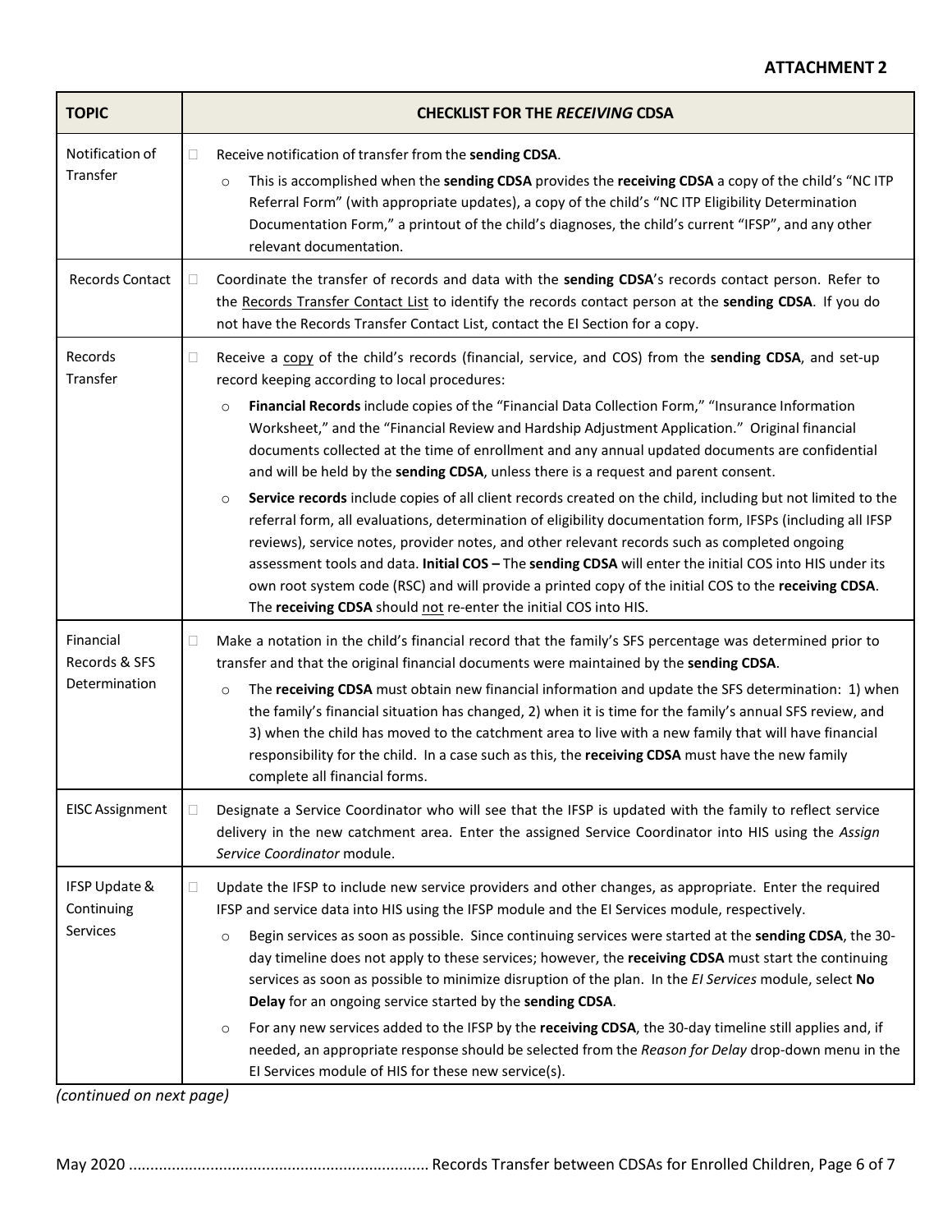**ATTACHMENT 2**

| TOPIC | CHECKLIST FOR THE *RECEIVING* CDSA |
| --- | --- |
| Notification of Transfer | ☐ Receive notification of transfer from the **sending CDSA**.<br>○ This is accomplished when the **sending CDSA** provides the **receiving CDSA** a copy of the child's "NC ITP Referral Form" (with appropriate updates), a copy of the child's "NC ITP Eligibility Determination Documentation Form," a printout of the child's diagnoses, the child's current "IFSP", and any other relevant documentation. |
| Records Contact | ☐ Coordinate the transfer of records and data with the **sending CDSA**'s records contact person. Refer to the Records Transfer Contact List to identify the records contact person at the **sending CDSA**. If you do not have the Records Transfer Contact List, contact the EI Section for a copy. |
| Records Transfer | ☐ Receive a copy of the child's records (financial, service, and COS) from the **sending CDSA**, and set-up record keeping according to local procedures:<br>○ **Financial Records** include copies of the "Financial Data Collection Form," "Insurance Information Worksheet," and the "Financial Review and Hardship Adjustment Application." Original financial documents collected at the time of enrollment and any annual updated documents are confidential and will be held by the **sending CDSA**, unless there is a request and parent consent.<br>○ **Service records** include copies of all client records created on the child, including but not limited to the referral form, all evaluations, determination of eligibility documentation form, IFSPs (including all IFSP reviews), service notes, provider notes, and other relevant records such as completed ongoing assessment tools and data. **Initial COS –** The **sending CDSA** will enter the initial COS into HIS under its own root system code (RSC) and will provide a printed copy of the initial COS to the **receiving CDSA**. The **receiving CDSA** should not re-enter the initial COS into HIS. |
| Financial Records & SFS Determination | ☐ Make a notation in the child's financial record that the family's SFS percentage was determined prior to transfer and that the original financial documents were maintained by the **sending CDSA**.<br>○ The **receiving CDSA** must obtain new financial information and update the SFS determination: 1) when the family's financial situation has changed, 2) when it is time for the family's annual SFS review, and 3) when the child has moved to the catchment area to live with a new family that will have financial responsibility for the child. In a case such as this, the **receiving CDSA** must have the new family complete all financial forms. |
| EISC Assignment | ☐ Designate a Service Coordinator who will see that the IFSP is updated with the family to reflect service delivery in the new catchment area. Enter the assigned Service Coordinator into HIS using the *Assign Service Coordinator* module. |
| IFSP Update & Continuing Services | ☐ Update the IFSP to include new service providers and other changes, as appropriate. Enter the required IFSP and service data into HIS using the IFSP module and the EI Services module, respectively.<br>○ Begin services as soon as possible. Since continuing services were started at the **sending CDSA**, the 30-day timeline does not apply to these services; however, the **receiving CDSA** must start the continuing services as soon as possible to minimize disruption of the plan. In the *EI Services* module, select **No Delay** for an ongoing service started by the **sending CDSA**.<br>○ For any new services added to the IFSP by the **receiving CDSA**, the 30-day timeline still applies and, if needed, an appropriate response should be selected from the *Reason for Delay* drop-down menu in the EI Services module of HIS for these new service(s). |

*(continued on next page)*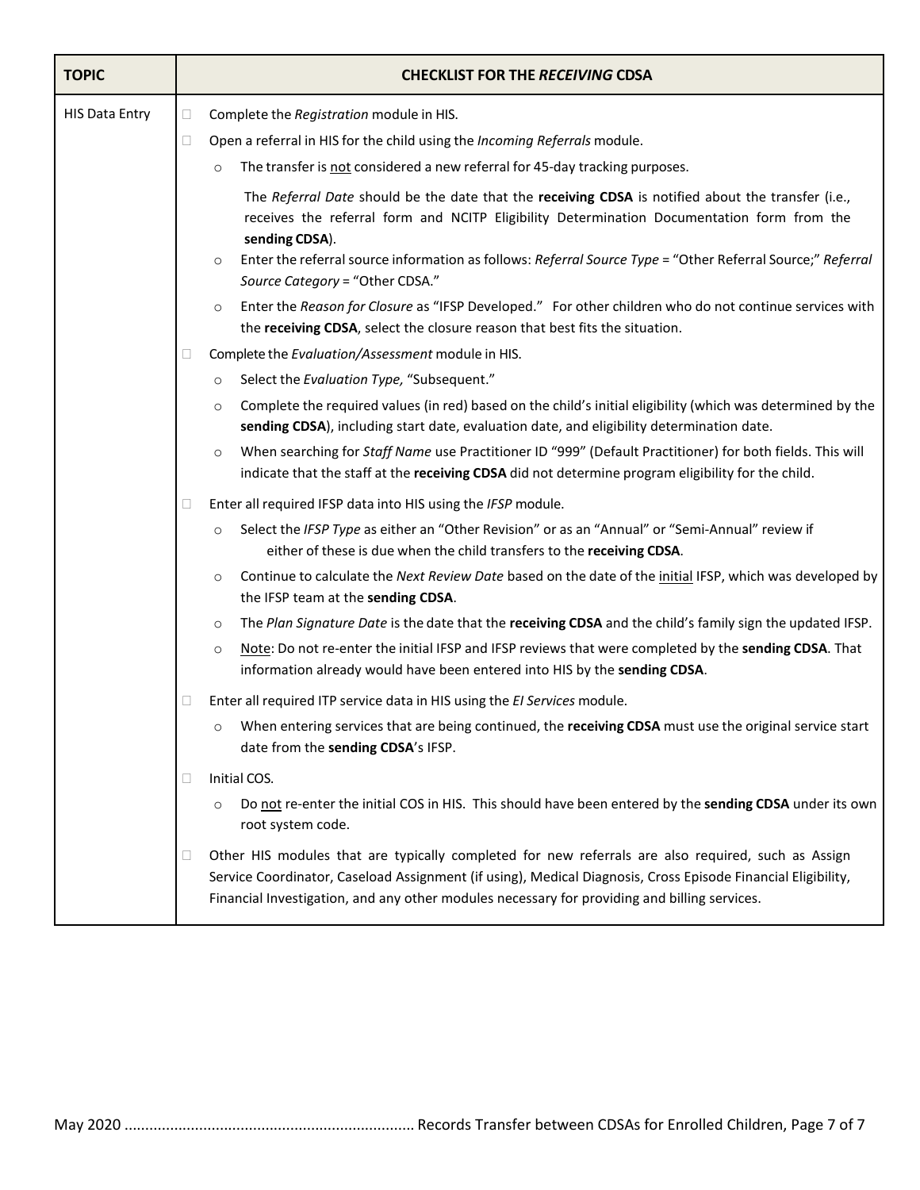| TOPIC | CHECKLIST FOR THE *RECEIVING* CDSA |
| --- | --- |
| HIS Data Entry | ☐ Complete the *Registration* module in HIS.<br>☐ Open a referral in HIS for the child using the *Incoming Referrals* module.<br>&nbsp;&nbsp;&nbsp;&nbsp;○ The transfer is <u>not</u> considered a new referral for 45-day tracking purposes.<br>&nbsp;&nbsp;&nbsp;&nbsp;The *Referral Date* should be the date that the **receiving CDSA** is notified about the transfer (i.e., receives the referral form and NCITP Eligibility Determination Documentation form from the **sending CDSA**).<br>&nbsp;&nbsp;&nbsp;&nbsp;○ Enter the referral source information as follows: *Referral Source Type* = "Other Referral Source;" *Referral Source Category* = "Other CDSA."<br>&nbsp;&nbsp;&nbsp;&nbsp;○ Enter the *Reason for Closure* as "IFSP Developed." For other children who do not continue services with the **receiving CDSA**, select the closure reason that best fits the situation.<br>☐ Complete the *Evaluation/Assessment* module in HIS.<br>&nbsp;&nbsp;&nbsp;&nbsp;○ Select the *Evaluation Type,* "Subsequent."<br>&nbsp;&nbsp;&nbsp;&nbsp;○ Complete the required values (in red) based on the child's initial eligibility (which was determined by the **sending CDSA**), including start date, evaluation date, and eligibility determination date.<br>&nbsp;&nbsp;&nbsp;&nbsp;○ When searching for *Staff Name* use Practitioner ID "999" (Default Practitioner) for both fields. This will indicate that the staff at the **receiving CDSA** did not determine program eligibility for the child.<br>☐ Enter all required IFSP data into HIS using the *IFSP* module.<br>&nbsp;&nbsp;&nbsp;&nbsp;○ Select the *IFSP Type* as either an "Other Revision" or as an "Annual" or "Semi-Annual" review if either of these is due when the child transfers to the **receiving CDSA**.<br>&nbsp;&nbsp;&nbsp;&nbsp;○ Continue to calculate the *Next Review Date* based on the date of the <u>initial</u> IFSP, which was developed by the IFSP team at the **sending CDSA**.<br>&nbsp;&nbsp;&nbsp;&nbsp;○ The *Plan Signature Date* is the date that the **receiving CDSA** and the child's family sign the updated IFSP.<br>&nbsp;&nbsp;&nbsp;&nbsp;○ <u>Note</u>: Do not re-enter the initial IFSP and IFSP reviews that were completed by the **sending CDSA**. That information already would have been entered into HIS by the **sending CDSA**.<br>☐ Enter all required ITP service data in HIS using the *EI Services* module.<br>&nbsp;&nbsp;&nbsp;&nbsp;○ When entering services that are being continued, the **receiving CDSA** must use the original service start date from the **sending CDSA**'s IFSP.<br>☐ Initial COS.<br>&nbsp;&nbsp;&nbsp;&nbsp;○ Do <u>not</u> re-enter the initial COS in HIS. This should have been entered by the **sending CDSA** under its own root system code.<br>☐ Other HIS modules that are typically completed for new referrals are also required, such as Assign Service Coordinator, Caseload Assignment (if using), Medical Diagnosis, Cross Episode Financial Eligibility, Financial Investigation, and any other modules necessary for providing and billing services. |